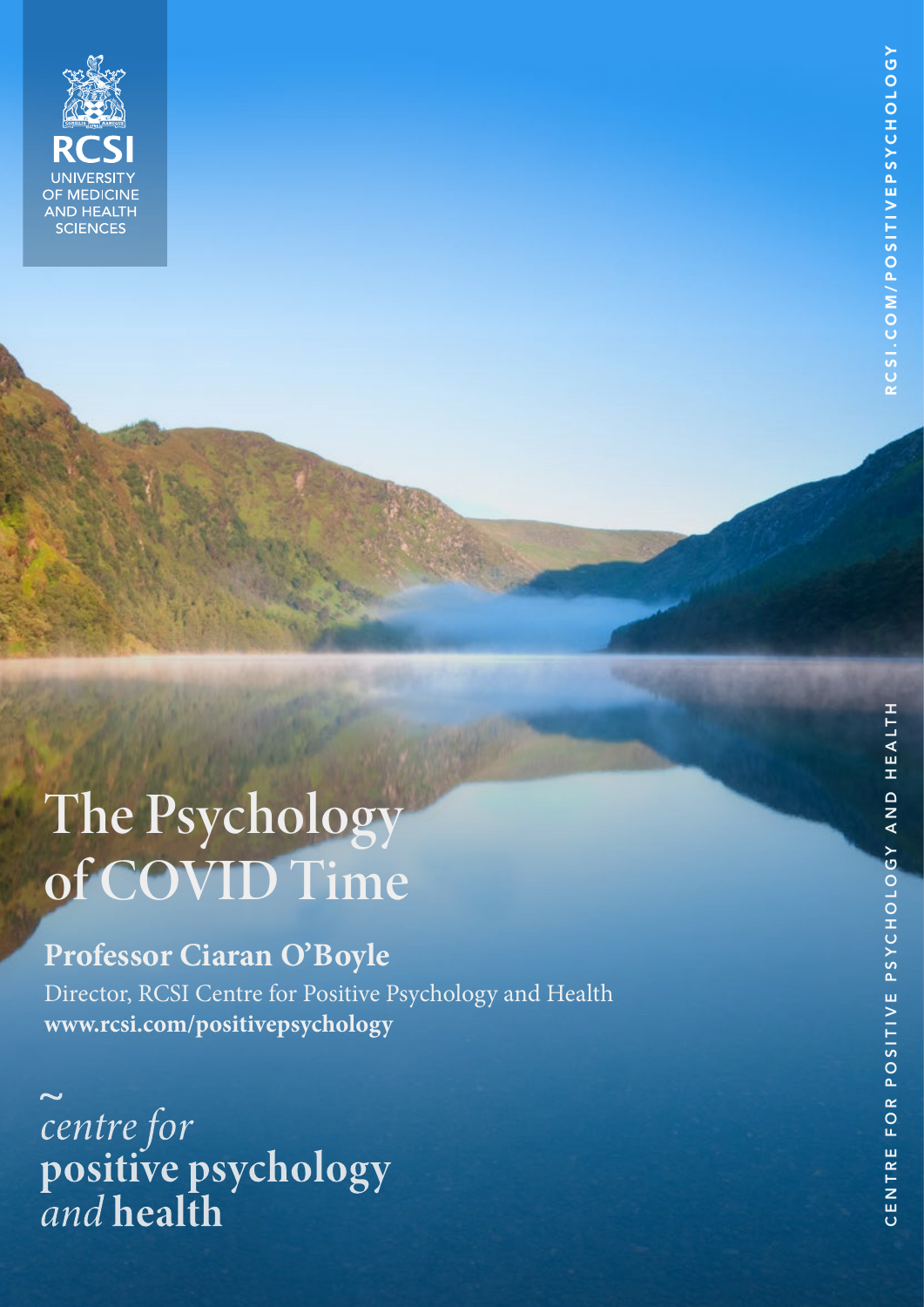RCSI UNIVERSITY OF MEDICINE AND HEALTH SCIENCES

# The Psychology of COVID Time

**Professor Ciaran O'Boyle**

Director, RCSI Centre for Positive Psychology and Health

**www.rcsi.com/positivepsychology**

~ *centre for* **positive psychology** *and* **health**

RCSI.COM/POSITIVEPSYCHOLOGY

CENTRE FOR POSITIVE PSYCHOLOGY AND HEALTH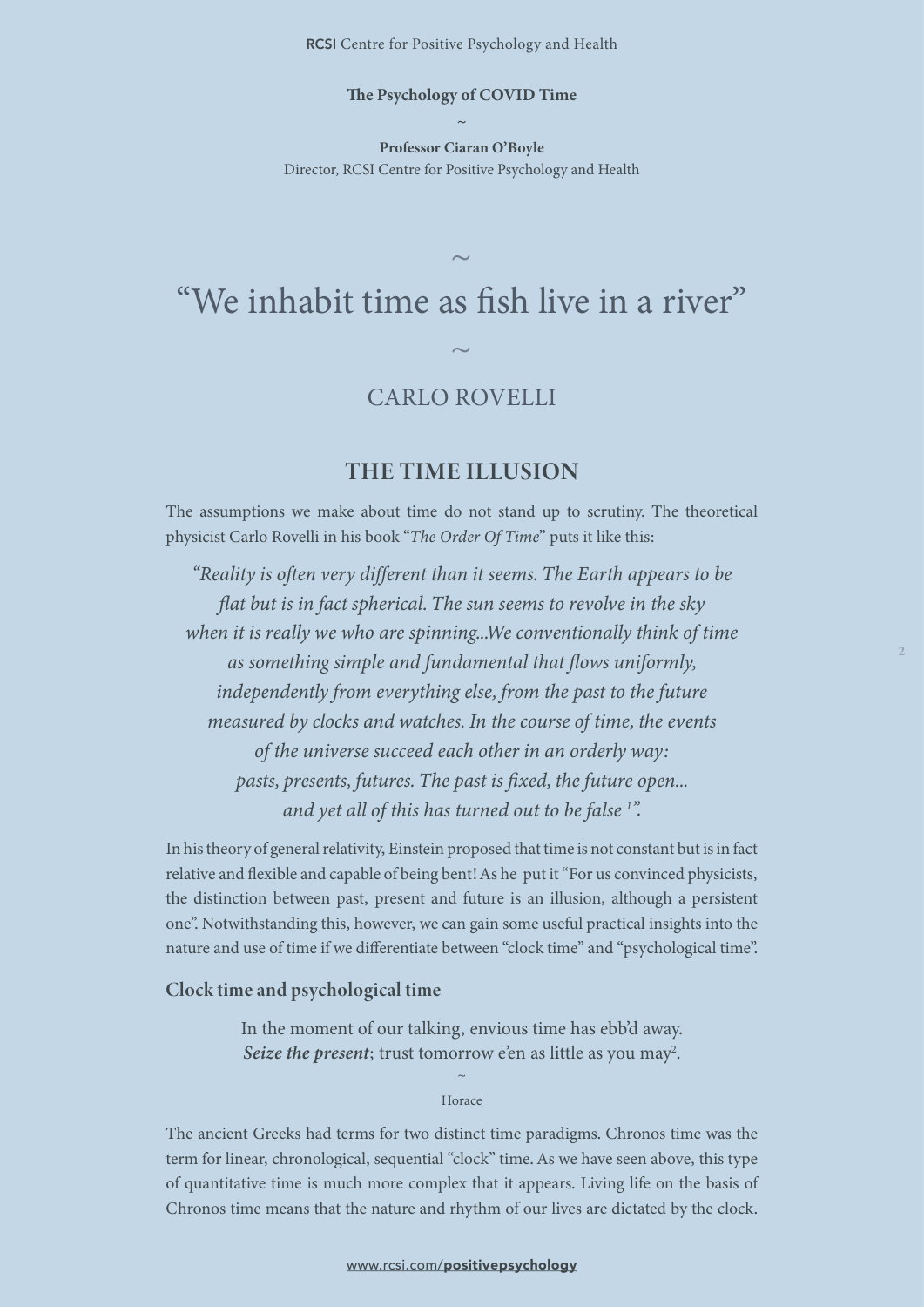**The Psychology of COVID Time**

~

**Professor Ciaran O'Boyle**
Director, RCSI Centre for Positive Psychology and Health

~

# "We inhabit time as fish live in a river"

~

CARLO ROVELLI

## THE TIME ILLUSION

The assumptions we make about time do not stand up to scrutiny. The theoretical physicist Carlo Rovelli in his book "*The Order Of Time*" puts it like this:

> *"Reality is often very different than it seems. The Earth appears to be flat but is in fact spherical. The sun seems to revolve in the sky when it is really we who are spinning...We conventionally think of time as something simple and fundamental that flows uniformly, independently from everything else, from the past to the future measured by clocks and watches. In the course of time, the events of the universe succeed each other in an orderly way: pasts, presents, futures. The past is fixed, the future open... and yet all of this has turned out to be false [1]".*

In his theory of general relativity, Einstein proposed that time is not constant but is in fact relative and flexible and capable of being bent! As he put it "For us convinced physicists, the distinction between past, present and future is an illusion, although a persistent one". Notwithstanding this, however, we can gain some useful practical insights into the nature and use of time if we differentiate between "clock time" and "psychological time".

### Clock time and psychological time

> In the moment of our talking, envious time has ebb'd away.
> ***Seize the present***; trust tomorrow e'en as little as you may[2].
>
> ~
>
> Horace

The ancient Greeks had terms for two distinct time paradigms. Chronos time was the term for linear, chronological, sequential "clock" time. As we have seen above, this type of quantitative time is much more complex that it appears. Living life on the basis of Chronos time means that the nature and rhythm of our lives are dictated by the clock.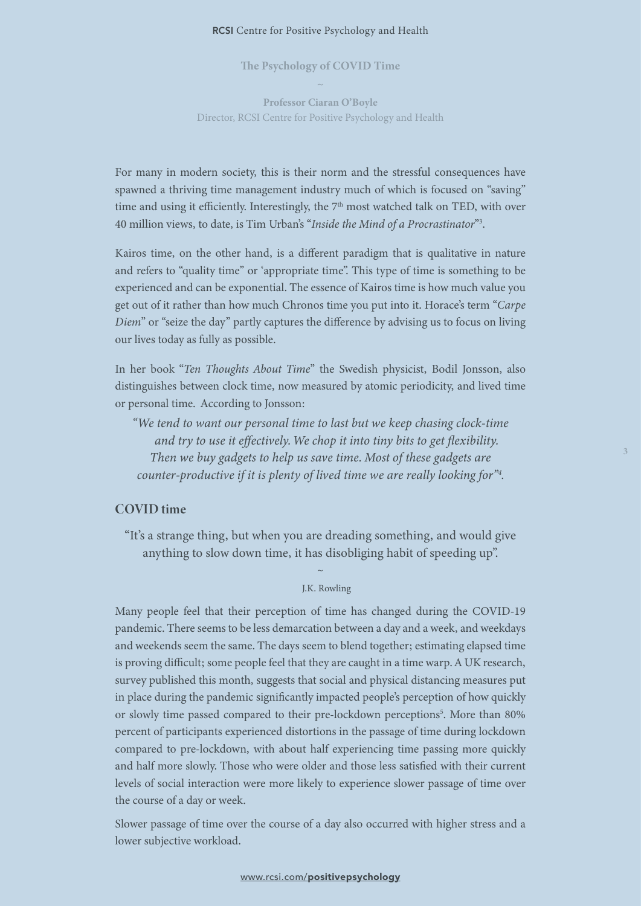For many in modern society, this is their norm and the stressful consequences have spawned a thriving time management industry much of which is focused on "saving" time and using it efficiently. Interestingly, the 7th most watched talk on TED, with over 40 million views, to date, is Tim Urban's "*Inside the Mind of a Procrastinator*"[3].

Kairos time, on the other hand, is a different paradigm that is qualitative in nature and refers to "quality time" or 'appropriate time'. This type of time is something to be experienced and can be exponential. The essence of Kairos time is how much value you get out of it rather than how much Chronos time you put into it. Horace's term "*Carpe Diem*" or "seize the day" partly captures the difference by advising us to focus on living our lives today as fully as possible.

In her book "*Ten Thoughts About Time*" the Swedish physicist, Bodil Jonsson, also distinguishes between clock time, now measured by atomic periodicity, and lived time or personal time. According to Jonsson:

> *"We tend to want our personal time to last but we keep chasing clock-time and try to use it effectively. We chop it into tiny bits to get flexibility. Then we buy gadgets to help us save time. Most of these gadgets are counter-productive if it is plenty of lived time we are really looking for"*[4].

## COVID time

> "It's a strange thing, but when you are dreading something, and would give anything to slow down time, it has disobliging habit of speeding up".
>
> ~
>
> J.K. Rowling

Many people feel that their perception of time has changed during the COVID-19 pandemic. There seems to be less demarcation between a day and a week, and weekdays and weekends seem the same. The days seem to blend together; estimating elapsed time is proving difficult; some people feel that they are caught in a time warp. A UK research, survey published this month, suggests that social and physical distancing measures put in place during the pandemic significantly impacted people's perception of how quickly or slowly time passed compared to their pre-lockdown perceptions[5]. More than 80% percent of participants experienced distortions in the passage of time during lockdown compared to pre-lockdown, with about half experiencing time passing more quickly and half more slowly. Those who were older and those less satisfied with their current levels of social interaction were more likely to experience slower passage of time over the course of a day or week.

Slower passage of time over the course of a day also occurred with higher stress and a lower subjective workload.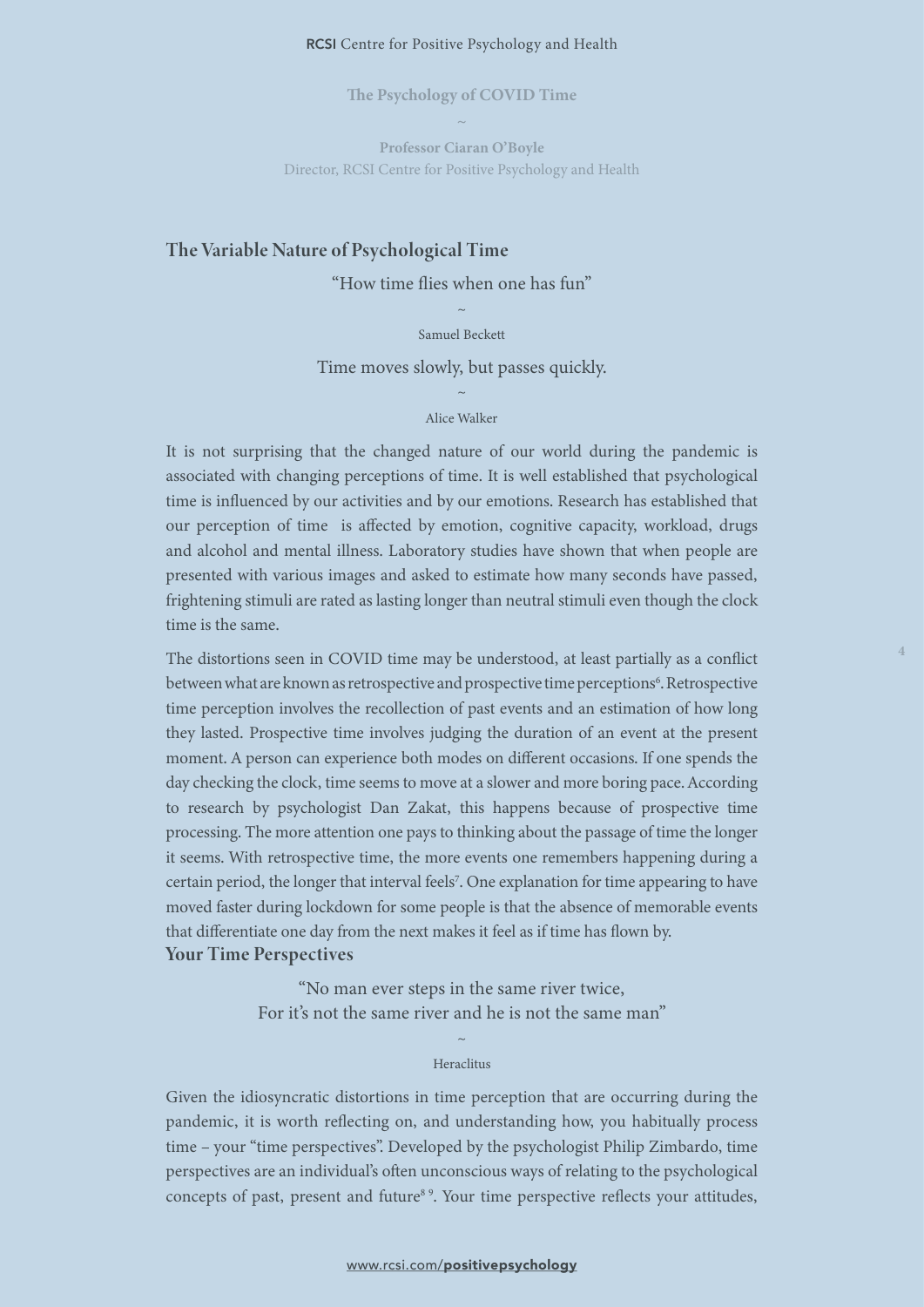## The Variable Nature of Psychological Time

> "How time flies when one has fun"
>
> ~
>
> Samuel Beckett

> Time moves slowly, but passes quickly.
>
> ~
>
> Alice Walker

It is not surprising that the changed nature of our world during the pandemic is associated with changing perceptions of time. It is well established that psychological time is influenced by our activities and by our emotions. Research has established that our perception of time is affected by emotion, cognitive capacity, workload, drugs and alcohol and mental illness. Laboratory studies have shown that when people are presented with various images and asked to estimate how many seconds have passed, frightening stimuli are rated as lasting longer than neutral stimuli even though the clock time is the same.

The distortions seen in COVID time may be understood, at least partially as a conflict between what are known as retrospective and prospective time perceptions[6]. Retrospective time perception involves the recollection of past events and an estimation of how long they lasted. Prospective time involves judging the duration of an event at the present moment. A person can experience both modes on different occasions. If one spends the day checking the clock, time seems to move at a slower and more boring pace. According to research by psychologist Dan Zakat, this happens because of prospective time processing. The more attention one pays to thinking about the passage of time the longer it seems. With retrospective time, the more events one remembers happening during a certain period, the longer that interval feels[7]. One explanation for time appearing to have moved faster during lockdown for some people is that the absence of memorable events that differentiate one day from the next makes it feel as if time has flown by.

## Your Time Perspectives

> "No man ever steps in the same river twice,
> For it's not the same river and he is not the same man"
>
> ~
>
> Heraclitus

Given the idiosyncratic distortions in time perception that are occurring during the pandemic, it is worth reflecting on, and understanding how, you habitually process time – your "time perspectives". Developed by the psychologist Philip Zimbardo, time perspectives are an individual's often unconscious ways of relating to the psychological concepts of past, present and future[8,9]. Your time perspective reflects your attitudes,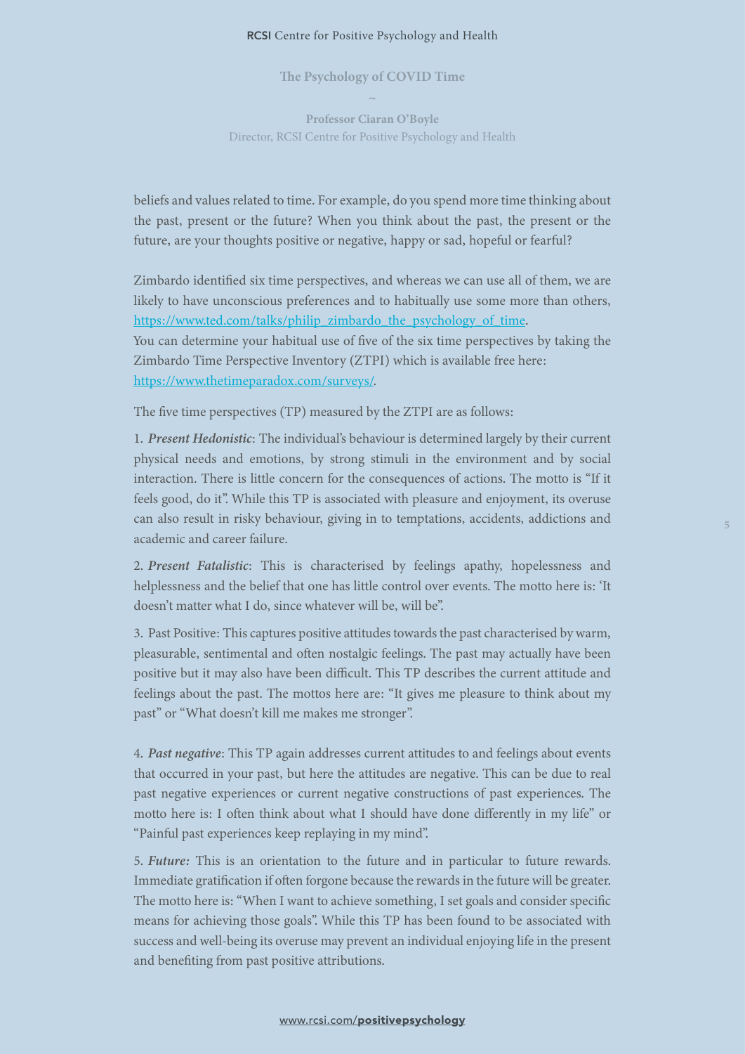beliefs and values related to time. For example, do you spend more time thinking about the past, present or the future? When you think about the past, the present or the future, are your thoughts positive or negative, happy or sad, hopeful or fearful?

Zimbardo identified six time perspectives, and whereas we can use all of them, we are likely to have unconscious preferences and to habitually use some more than others, https://www.ted.com/talks/philip_zimbardo_the_psychology_of_time.
You can determine your habitual use of five of the six time perspectives by taking the Zimbardo Time Perspective Inventory (ZTPI) which is available free here: https://www.thetimeparadox.com/surveys/.

The five time perspectives (TP) measured by the ZTPI are as follows:

1. ***Present Hedonistic***: The individual's behaviour is determined largely by their current physical needs and emotions, by strong stimuli in the environment and by social interaction. There is little concern for the consequences of actions. The motto is "If it feels good, do it". While this TP is associated with pleasure and enjoyment, its overuse can also result in risky behaviour, giving in to temptations, accidents, addictions and academic and career failure.

2. ***Present Fatalistic***: This is characterised by feelings apathy, hopelessness and helplessness and the belief that one has little control over events. The motto here is: 'It doesn't matter what I do, since whatever will be, will be".

3. Past Positive: This captures positive attitudes towards the past characterised by warm, pleasurable, sentimental and often nostalgic feelings. The past may actually have been positive but it may also have been difficult. This TP describes the current attitude and feelings about the past. The mottos here are: "It gives me pleasure to think about my past" or "What doesn't kill me makes me stronger".

4. ***Past negative***: This TP again addresses current attitudes to and feelings about events that occurred in your past, but here the attitudes are negative. This can be due to real past negative experiences or current negative constructions of past experiences. The motto here is: I often think about what I should have done differently in my life" or "Painful past experiences keep replaying in my mind".

5. ***Future:*** This is an orientation to the future and in particular to future rewards. Immediate gratification if often forgone because the rewards in the future will be greater. The motto here is: "When I want to achieve something, I set goals and consider specific means for achieving those goals". While this TP has been found to be associated with success and well-being its overuse may prevent an individual enjoying life in the present and benefiting from past positive attributions.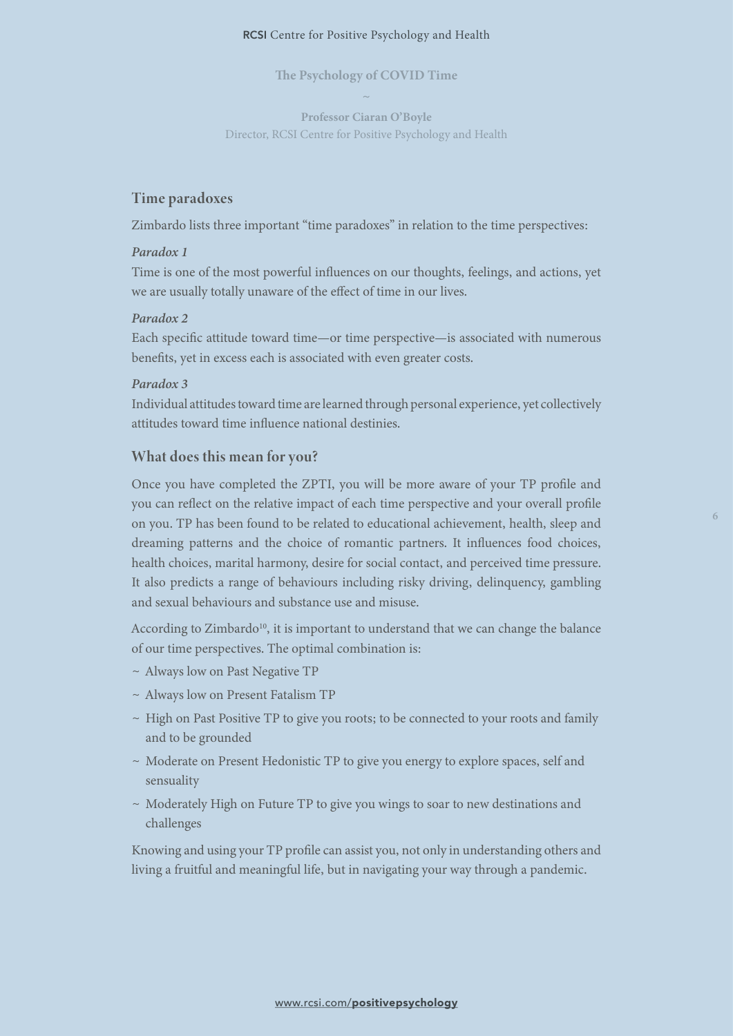## Time paradoxes

Zimbardo lists three important "time paradoxes" in relation to the time perspectives:

***Paradox 1***
Time is one of the most powerful influences on our thoughts, feelings, and actions, yet we are usually totally unaware of the effect of time in our lives.

***Paradox 2***
Each specific attitude toward time—or time perspective—is associated with numerous benefits, yet in excess each is associated with even greater costs.

***Paradox 3***
Individual attitudes toward time are learned through personal experience, yet collectively attitudes toward time influence national destinies.

## What does this mean for you?

Once you have completed the ZPTI, you will be more aware of your TP profile and you can reflect on the relative impact of each time perspective and your overall profile on you. TP has been found to be related to educational achievement, health, sleep and dreaming patterns and the choice of romantic partners. It influences food choices, health choices, marital harmony, desire for social contact, and perceived time pressure. It also predicts a range of behaviours including risky driving, delinquency, gambling and sexual behaviours and substance use and misuse.

According to Zimbardo[10], it is important to understand that we can change the balance of our time perspectives. The optimal combination is:

~ Always low on Past Negative TP
~ Always low on Present Fatalism TP
~ High on Past Positive TP to give you roots; to be connected to your roots and family and to be grounded
~ Moderate on Present Hedonistic TP to give you energy to explore spaces, self and sensuality
~ Moderately High on Future TP to give you wings to soar to new destinations and challenges

Knowing and using your TP profile can assist you, not only in understanding others and living a fruitful and meaningful life, but in navigating your way through a pandemic.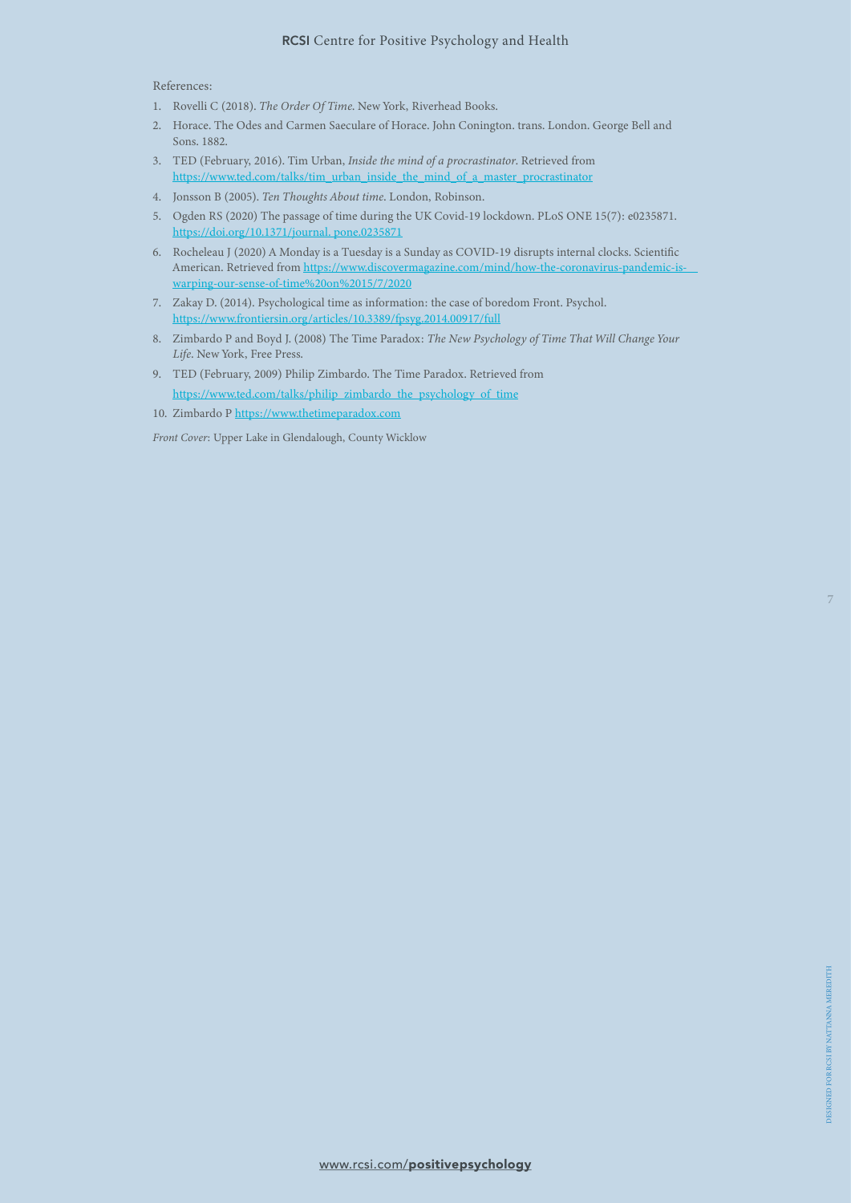References:

1. Rovelli C (2018). *The Order Of Time.* New York, Riverhead Books.
2. Horace. The Odes and Carmen Saeculare of Horace. John Conington. trans. London. George Bell and Sons. 1882.
3. TED (February, 2016). Tim Urban, *Inside the mind of a procrastinator*. Retrieved from https://www.ted.com/talks/tim_urban_inside_the_mind_of_a_master_procrastinator
4. Jonsson B (2005). *Ten Thoughts About time*. London, Robinson.
5. Ogden RS (2020) The passage of time during the UK Covid-19 lockdown. PLoS ONE 15(7): e0235871. https://doi.org/10.1371/journal. pone.0235871
6. Rocheleau J (2020) A Monday is a Tuesday is a Sunday as COVID-19 disrupts internal clocks. Scientific American. Retrieved from https://www.discovermagazine.com/mind/how-the-coronavirus-pandemic-is-warping-our-sense-of-time%20on%2015/7/2020
7. Zakay D. (2014). Psychological time as information: the case of boredom Front. Psychol. https://www.frontiersin.org/articles/10.3389/fpsyg.2014.00917/full
8. Zimbardo P and Boyd J. (2008) The Time Paradox: *The New Psychology of Time That Will Change Your Life*. New York, Free Press.
9. TED (February, 2009) Philip Zimbardo. The Time Paradox. Retrieved from https://www.ted.com/talks/philip_zimbardo_the_psychology_of_time
10. Zimbardo P https://www.thetimeparadox.com

*Front Cover*: Upper Lake in Glendalough, County Wicklow

DESIGNED FOR RCSI BY NATTANNA MEREDITH

www.rcsi.com/**positivepsychology**